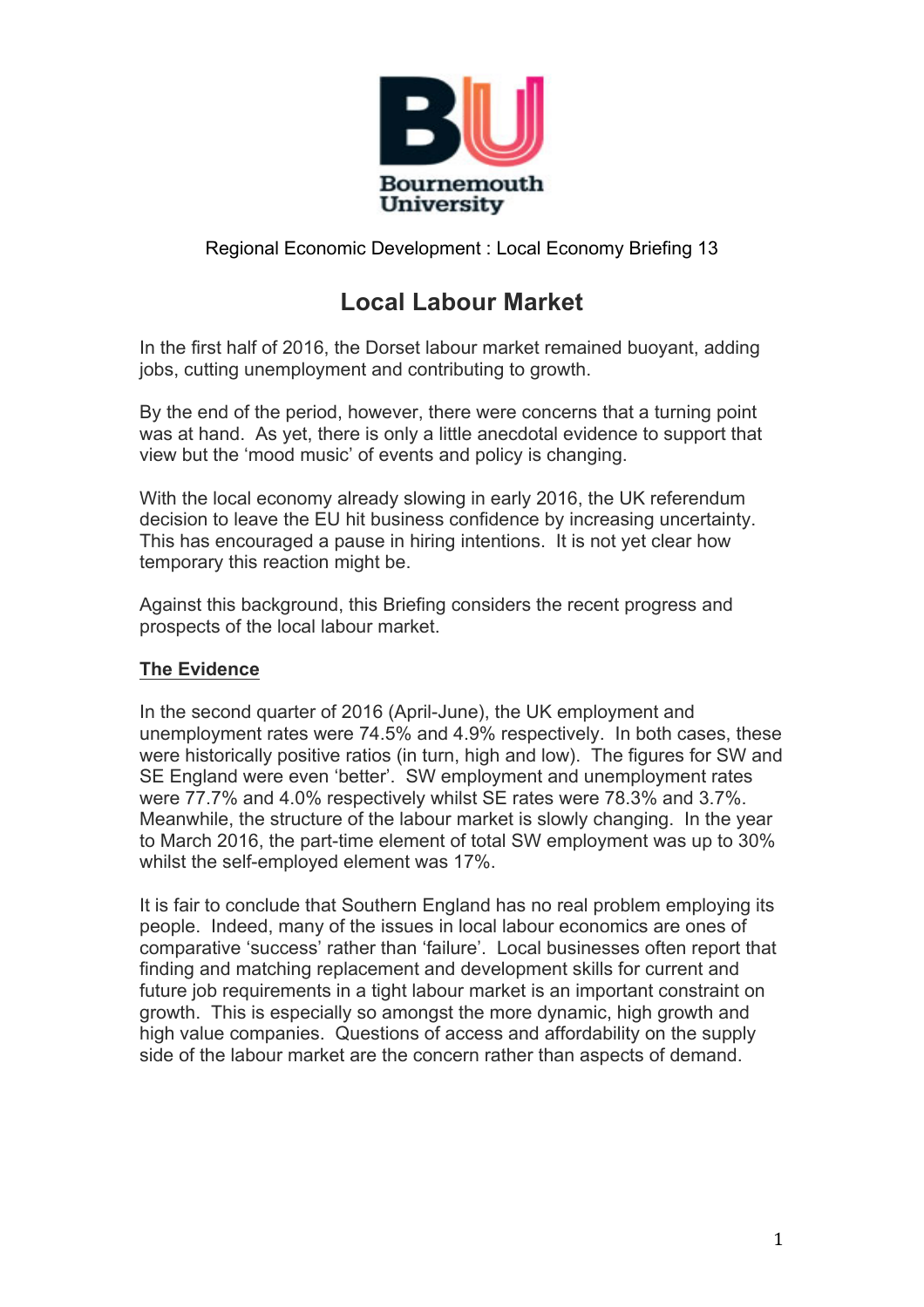Bournemouth University

Regional Economic Development : Local Economy Briefing 13

# Local Labour Market

In the first half of 2016, the Dorset labour market remained buoyant, adding jobs, cutting unemployment and contributing to growth.

By the end of the period, however, there were concerns that a turning point was at hand. As yet, there is only a little anecdotal evidence to support that view but the 'mood music' of events and policy is changing.

With the local economy already slowing in early 2016, the UK referendum decision to leave the EU hit business confidence by increasing uncertainty. This has encouraged a pause in hiring intentions. It is not yet clear how temporary this reaction might be.

Against this background, this Briefing considers the recent progress and prospects of the local labour market.

## The Evidence

In the second quarter of 2016 (April-June), the UK employment and unemployment rates were 74.5% and 4.9% respectively. In both cases, these were historically positive ratios (in turn, high and low). The figures for SW and SE England were even 'better'. SW employment and unemployment rates were 77.7% and 4.0% respectively whilst SE rates were 78.3% and 3.7%. Meanwhile, the structure of the labour market is slowly changing. In the year to March 2016, the part-time element of total SW employment was up to 30% whilst the self-employed element was 17%.

It is fair to conclude that Southern England has no real problem employing its people. Indeed, many of the issues in local labour economics are ones of comparative 'success' rather than 'failure'. Local businesses often report that finding and matching replacement and development skills for current and future job requirements in a tight labour market is an important constraint on growth. This is especially so amongst the more dynamic, high growth and high value companies. Questions of access and affordability on the supply side of the labour market are the concern rather than aspects of demand.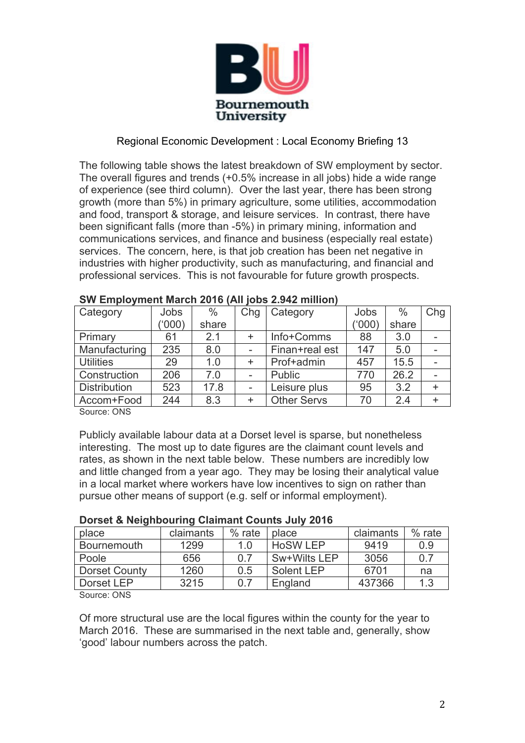Bournemouth University

Regional Economic Development : Local Economy Briefing 13

The following table shows the latest breakdown of SW employment by sector. The overall figures and trends (+0.5% increase in all jobs) hide a wide range of experience (see third column). Over the last year, there has been strong growth (more than 5%) in primary agriculture, some utilities, accommodation and food, transport & storage, and leisure services. In contrast, there have been significant falls (more than -5%) in primary mining, information and communications services, and finance and business (especially real estate) services. The concern, here, is that job creation has been net negative in industries with higher productivity, such as manufacturing, and financial and professional services. This is not favourable for future growth prospects.

**SW Employment March 2016 (All jobs 2.942 million)**

| Category | Jobs ('000) | % share | Chg | Category | Jobs ('000) | % share | Chg |
|---|---|---|---|---|---|---|---|
| Primary | 61 | 2.1 | + | Info+Comms | 88 | 3.0 | - |
| Manufacturing | 235 | 8.0 | - | Finan+real est | 147 | 5.0 | - |
| Utilities | 29 | 1.0 | + | Prof+admin | 457 | 15.5 | - |
| Construction | 206 | 7.0 | - | Public | 770 | 26.2 | - |
| Distribution | 523 | 17.8 | - | Leisure plus | 95 | 3.2 | + |
| Accom+Food | 244 | 8.3 | + | Other Servs | 70 | 2.4 | + |

Source: ONS

Publicly available labour data at a Dorset level is sparse, but nonetheless interesting. The most up to date figures are the claimant count levels and rates, as shown in the next table below. These numbers are incredibly low and little changed from a year ago. They may be losing their analytical value in a local market where workers have low incentives to sign on rather than pursue other means of support (e.g. self or informal employment).

**Dorset & Neighbouring Claimant Counts July 2016**

| place | claimants | % rate | place | claimants | % rate |
|---|---|---|---|---|---|
| Bournemouth | 1299 | 1.0 | HoSW LEP | 9419 | 0.9 |
| Poole | 656 | 0.7 | Sw+Wilts LEP | 3056 | 0.7 |
| Dorset County | 1260 | 0.5 | Solent LEP | 6701 | na |
| Dorset LEP | 3215 | 0.7 | England | 437366 | 1.3 |

Source: ONS

Of more structural use are the local figures within the county for the year to March 2016. These are summarised in the next table and, generally, show 'good' labour numbers across the patch.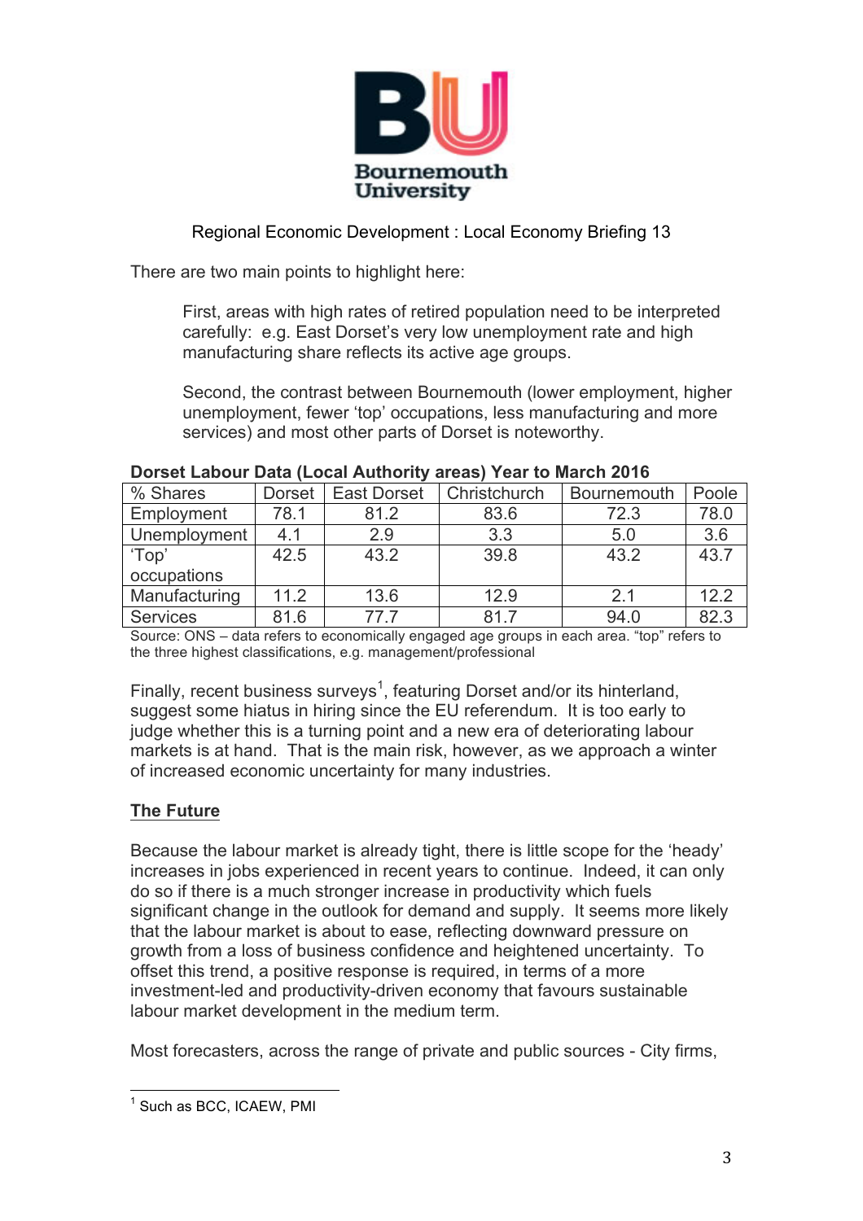Regional Economic Development : Local Economy Briefing 13

There are two main points to highlight here:

> First, areas with high rates of retired population need to be interpreted carefully: e.g. East Dorset's very low unemployment rate and high manufacturing share reflects its active age groups.
>
> Second, the contrast between Bournemouth (lower employment, higher unemployment, fewer 'top' occupations, less manufacturing and more services) and most other parts of Dorset is noteworthy.

**Dorset Labour Data (Local Authority areas) Year to March 2016**

| % Shares | Dorset | East Dorset | Christchurch | Bournemouth | Poole |
|---|---|---|---|---|---|
| Employment | 78.1 | 81.2 | 83.6 | 72.3 | 78.0 |
| Unemployment | 4.1 | 2.9 | 3.3 | 5.0 | 3.6 |
| 'Top' occupations | 42.5 | 43.2 | 39.8 | 43.2 | 43.7 |
| Manufacturing | 11.2 | 13.6 | 12.9 | 2.1 | 12.2 |
| Services | 81.6 | 77.7 | 81.7 | 94.0 | 82.3 |

Source: ONS – data refers to economically engaged age groups in each area. "top" refers to the three highest classifications, e.g. management/professional

Finally, recent business surveys[1], featuring Dorset and/or its hinterland, suggest some hiatus in hiring since the EU referendum. It is too early to judge whether this is a turning point and a new era of deteriorating labour markets is at hand. That is the main risk, however, as we approach a winter of increased economic uncertainty for many industries.

## The Future

Because the labour market is already tight, there is little scope for the 'heady' increases in jobs experienced in recent years to continue. Indeed, it can only do so if there is a much stronger increase in productivity which fuels significant change in the outlook for demand and supply. It seems more likely that the labour market is about to ease, reflecting downward pressure on growth from a loss of business confidence and heightened uncertainty. To offset this trend, a positive response is required, in terms of a more investment-led and productivity-driven economy that favours sustainable labour market development in the medium term.

Most forecasters, across the range of private and public sources - City firms,

[1] Such as BCC, ICAEW, PMI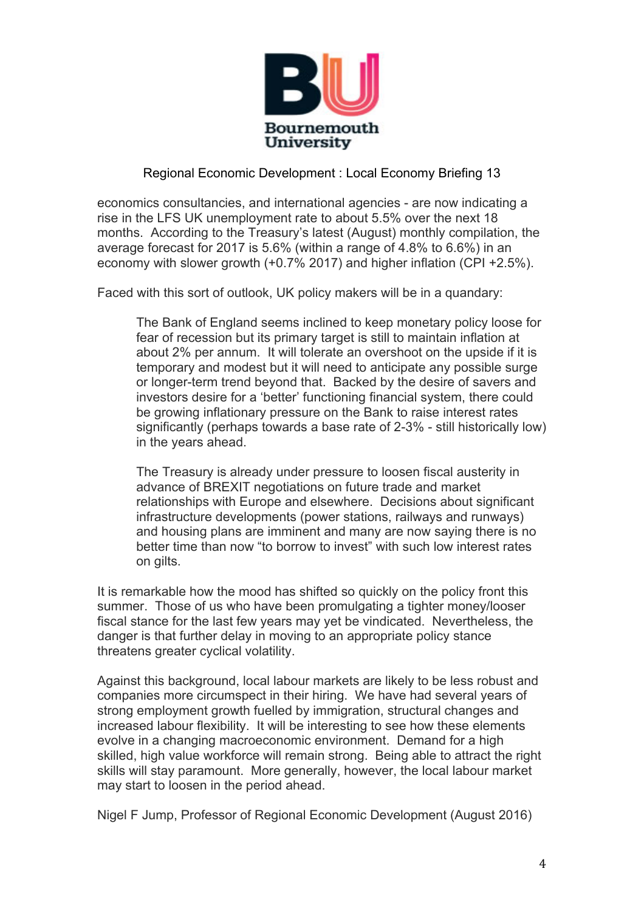economics consultancies, and international agencies - are now indicating a rise in the LFS UK unemployment rate to about 5.5% over the next 18 months. According to the Treasury's latest (August) monthly compilation, the average forecast for 2017 is 5.6% (within a range of 4.8% to 6.6%) in an economy with slower growth (+0.7% 2017) and higher inflation (CPI +2.5%).

Faced with this sort of outlook, UK policy makers will be in a quandary:

> The Bank of England seems inclined to keep monetary policy loose for fear of recession but its primary target is still to maintain inflation at about 2% per annum. It will tolerate an overshoot on the upside if it is temporary and modest but it will need to anticipate any possible surge or longer-term trend beyond that. Backed by the desire of savers and investors desire for a 'better' functioning financial system, there could be growing inflationary pressure on the Bank to raise interest rates significantly (perhaps towards a base rate of 2-3% - still historically low) in the years ahead.
>
> The Treasury is already under pressure to loosen fiscal austerity in advance of BREXIT negotiations on future trade and market relationships with Europe and elsewhere. Decisions about significant infrastructure developments (power stations, railways and runways) and housing plans are imminent and many are now saying there is no better time than now "to borrow to invest" with such low interest rates on gilts.

It is remarkable how the mood has shifted so quickly on the policy front this summer. Those of us who have been promulgating a tighter money/looser fiscal stance for the last few years may yet be vindicated. Nevertheless, the danger is that further delay in moving to an appropriate policy stance threatens greater cyclical volatility.

Against this background, local labour markets are likely to be less robust and companies more circumspect in their hiring. We have had several years of strong employment growth fuelled by immigration, structural changes and increased labour flexibility. It will be interesting to see how these elements evolve in a changing macroeconomic environment. Demand for a high skilled, high value workforce will remain strong. Being able to attract the right skills will stay paramount. More generally, however, the local labour market may start to loosen in the period ahead.

Nigel F Jump, Professor of Regional Economic Development (August 2016)